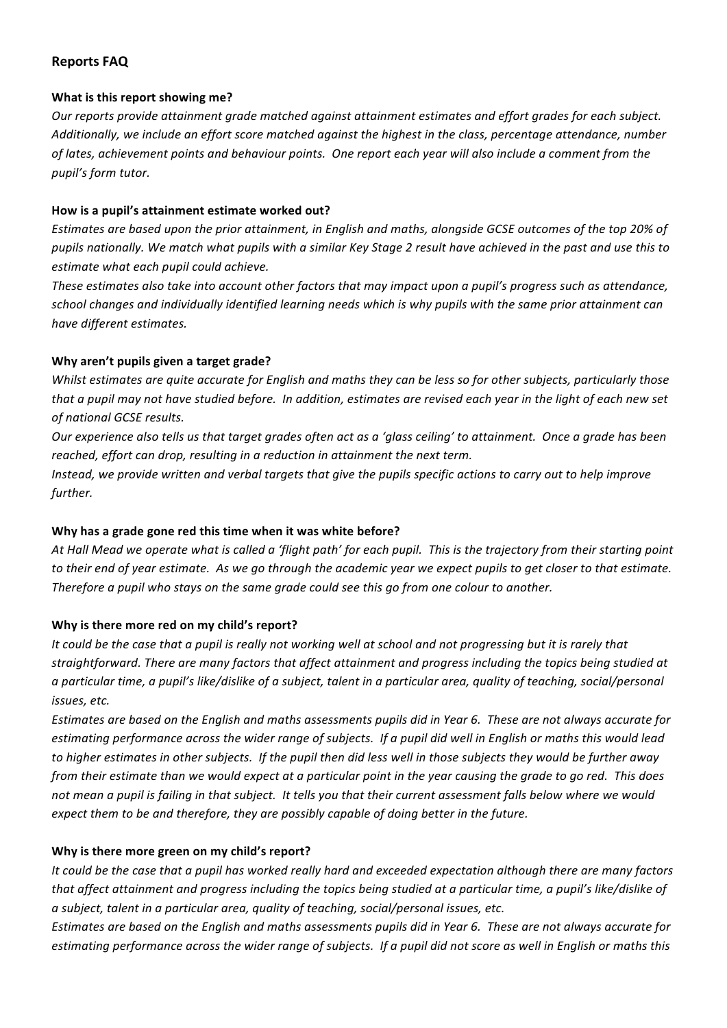## Reports FAQ

**What is this report showing me?**

*Our reports provide attainment grade matched against attainment estimates and effort grades for each subject. Additionally, we include an effort score matched against the highest in the class, percentage attendance, number of lates, achievement points and behaviour points. One report each year will also include a comment from the pupil's form tutor.*

**How is a pupil's attainment estimate worked out?**

*Estimates are based upon the prior attainment, in English and maths, alongside GCSE outcomes of the top 20% of pupils nationally. We match what pupils with a similar Key Stage 2 result have achieved in the past and use this to estimate what each pupil could achieve.*

*These estimates also take into account other factors that may impact upon a pupil's progress such as attendance, school changes and individually identified learning needs which is why pupils with the same prior attainment can have different estimates.*

**Why aren't pupils given a target grade?**

*Whilst estimates are quite accurate for English and maths they can be less so for other subjects, particularly those that a pupil may not have studied before. In addition, estimates are revised each year in the light of each new set of national GCSE results.*

*Our experience also tells us that target grades often act as a 'glass ceiling' to attainment. Once a grade has been reached, effort can drop, resulting in a reduction in attainment the next term.*

*Instead, we provide written and verbal targets that give the pupils specific actions to carry out to help improve further.*

**Why has a grade gone red this time when it was white before?**

*At Hall Mead we operate what is called a 'flight path' for each pupil. This is the trajectory from their starting point to their end of year estimate. As we go through the academic year we expect pupils to get closer to that estimate. Therefore a pupil who stays on the same grade could see this go from one colour to another.*

**Why is there more red on my child's report?**

*It could be the case that a pupil is really not working well at school and not progressing but it is rarely that straightforward. There are many factors that affect attainment and progress including the topics being studied at a particular time, a pupil's like/dislike of a subject, talent in a particular area, quality of teaching, social/personal issues, etc.*

*Estimates are based on the English and maths assessments pupils did in Year 6. These are not always accurate for estimating performance across the wider range of subjects. If a pupil did well in English or maths this would lead to higher estimates in other subjects. If the pupil then did less well in those subjects they would be further away from their estimate than we would expect at a particular point in the year causing the grade to go red. This does not mean a pupil is failing in that subject. It tells you that their current assessment falls below where we would expect them to be and therefore, they are possibly capable of doing better in the future.*

**Why is there more green on my child's report?**

*It could be the case that a pupil has worked really hard and exceeded expectation although there are many factors that affect attainment and progress including the topics being studied at a particular time, a pupil's like/dislike of a subject, talent in a particular area, quality of teaching, social/personal issues, etc.*

*Estimates are based on the English and maths assessments pupils did in Year 6. These are not always accurate for estimating performance across the wider range of subjects. If a pupil did not score as well in English or maths this*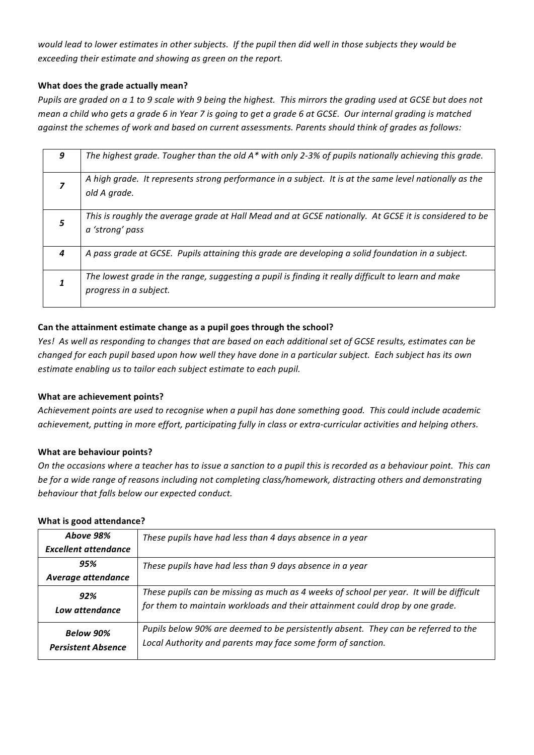*would lead to lower estimates in other subjects. If the pupil then did well in those subjects they would be exceeding their estimate and showing as green on the report.*

**What does the grade actually mean?**

*Pupils are graded on a 1 to 9 scale with 9 being the highest. This mirrors the grading used at GCSE but does not mean a child who gets a grade 6 in Year 7 is going to get a grade 6 at GCSE. Our internal grading is matched against the schemes of work and based on current assessments. Parents should think of grades as follows:*

| | |
|---|---|
| ***9*** | *The highest grade. Tougher than the old A* with only 2-3% of pupils nationally achieving this grade.* |
| ***7*** | *A high grade. It represents strong performance in a subject. It is at the same level nationally as the old A grade.* |
| ***5*** | *This is roughly the average grade at Hall Mead and at GCSE nationally. At GCSE it is considered to be a 'strong' pass* |
| ***4*** | *A pass grade at GCSE. Pupils attaining this grade are developing a solid foundation in a subject.* |
| ***1*** | *The lowest grade in the range, suggesting a pupil is finding it really difficult to learn and make progress in a subject.* |

**Can the attainment estimate change as a pupil goes through the school?**

*Yes! As well as responding to changes that are based on each additional set of GCSE results, estimates can be changed for each pupil based upon how well they have done in a particular subject. Each subject has its own estimate enabling us to tailor each subject estimate to each pupil.*

**What are achievement points?**

*Achievement points are used to recognise when a pupil has done something good. This could include academic achievement, putting in more effort, participating fully in class or extra-curricular activities and helping others.*

**What are behaviour points?**

*On the occasions where a teacher has to issue a sanction to a pupil this is recorded as a behaviour point. This can be for a wide range of reasons including not completing class/homework, distracting others and demonstrating behaviour that falls below our expected conduct.*

**What is good attendance?**

| | |
|---|---|
| ***Above 98%*** ***Excellent attendance*** | *These pupils have had less than 4 days absence in a year* |
| ***95%*** ***Average attendance*** | *These pupils have had less than 9 days absence in a year* |
| ***92%*** ***Low attendance*** | *These pupils can be missing as much as 4 weeks of school per year. It will be difficult for them to maintain workloads and their attainment could drop by one grade.* |
| ***Below 90%*** ***Persistent Absence*** | *Pupils below 90% are deemed to be persistently absent. They can be referred to the Local Authority and parents may face some form of sanction.* |